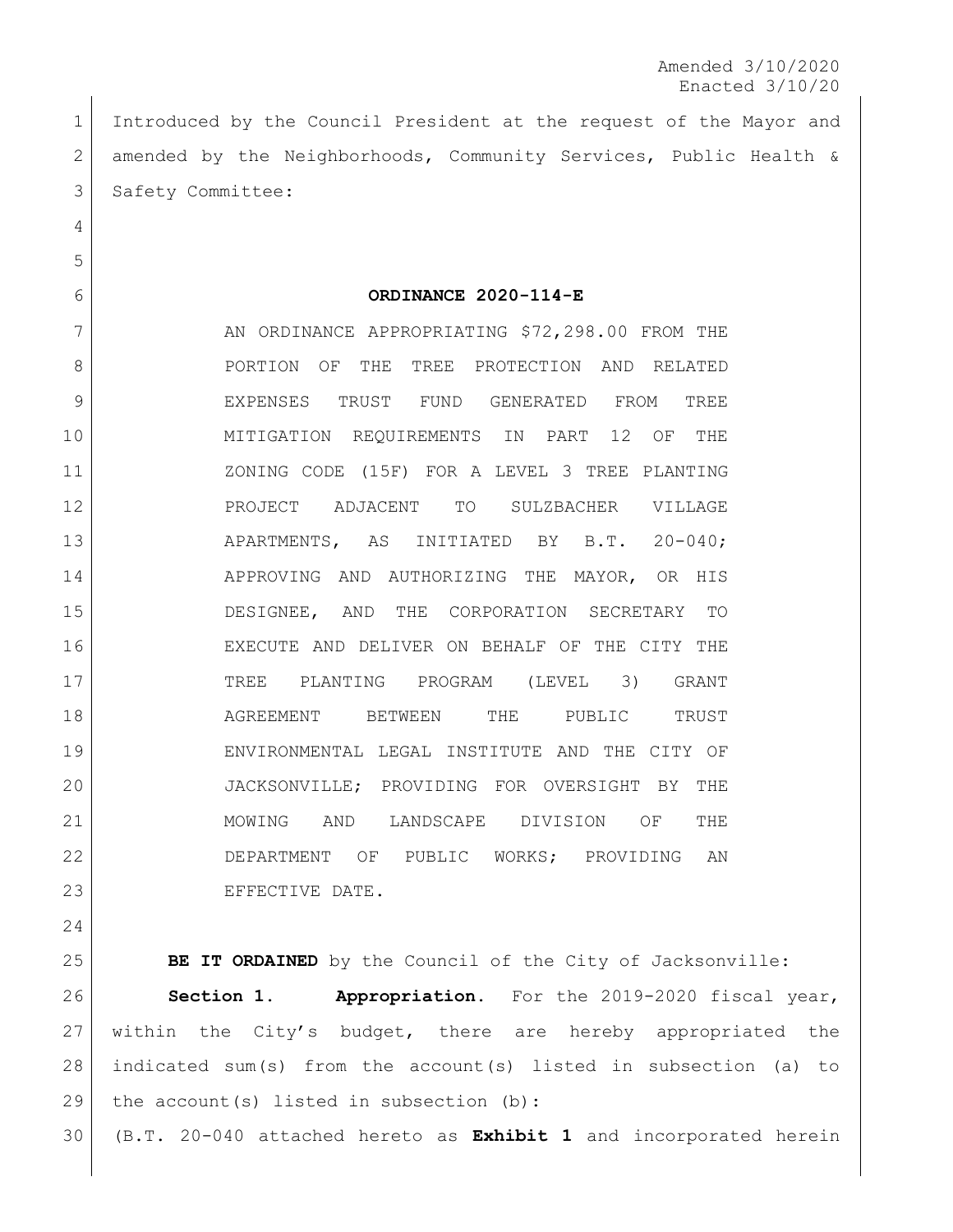Amended 3/10/2020
Enacted 3/10/20

Introduced by the Council President at the request of the Mayor and amended by the Neighborhoods, Community Services, Public Health & Safety Committee:

**ORDINANCE 2020-114-E**

AN ORDINANCE APPROPRIATING $72,298.00 FROM THE PORTION OF THE TREE PROTECTION AND RELATED EXPENSES TRUST FUND GENERATED FROM TREE MITIGATION REQUIREMENTS IN PART 12 OF THE ZONING CODE (15F) FOR A LEVEL 3 TREE PLANTING PROJECT ADJACENT TO SULZBACHER VILLAGE APARTMENTS, AS INITIATED BY B.T. 20-040; APPROVING AND AUTHORIZING THE MAYOR, OR HIS DESIGNEE, AND THE CORPORATION SECRETARY TO EXECUTE AND DELIVER ON BEHALF OF THE CITY THE TREE PLANTING PROGRAM (LEVEL 3) GRANT AGREEMENT BETWEEN THE PUBLIC TRUST ENVIRONMENTAL LEGAL INSTITUTE AND THE CITY OF JACKSONVILLE; PROVIDING FOR OVERSIGHT BY THE MOWING AND LANDSCAPE DIVISION OF THE DEPARTMENT OF PUBLIC WORKS; PROVIDING AN EFFECTIVE DATE.

**BE IT ORDAINED** by the Council of the City of Jacksonville:

**Section 1. Appropriation.** For the 2019-2020 fiscal year, within the City's budget, there are hereby appropriated the indicated sum(s) from the account(s) listed in subsection (a) to the account(s) listed in subsection (b):

(B.T. 20-040 attached hereto as **Exhibit 1** and incorporated herein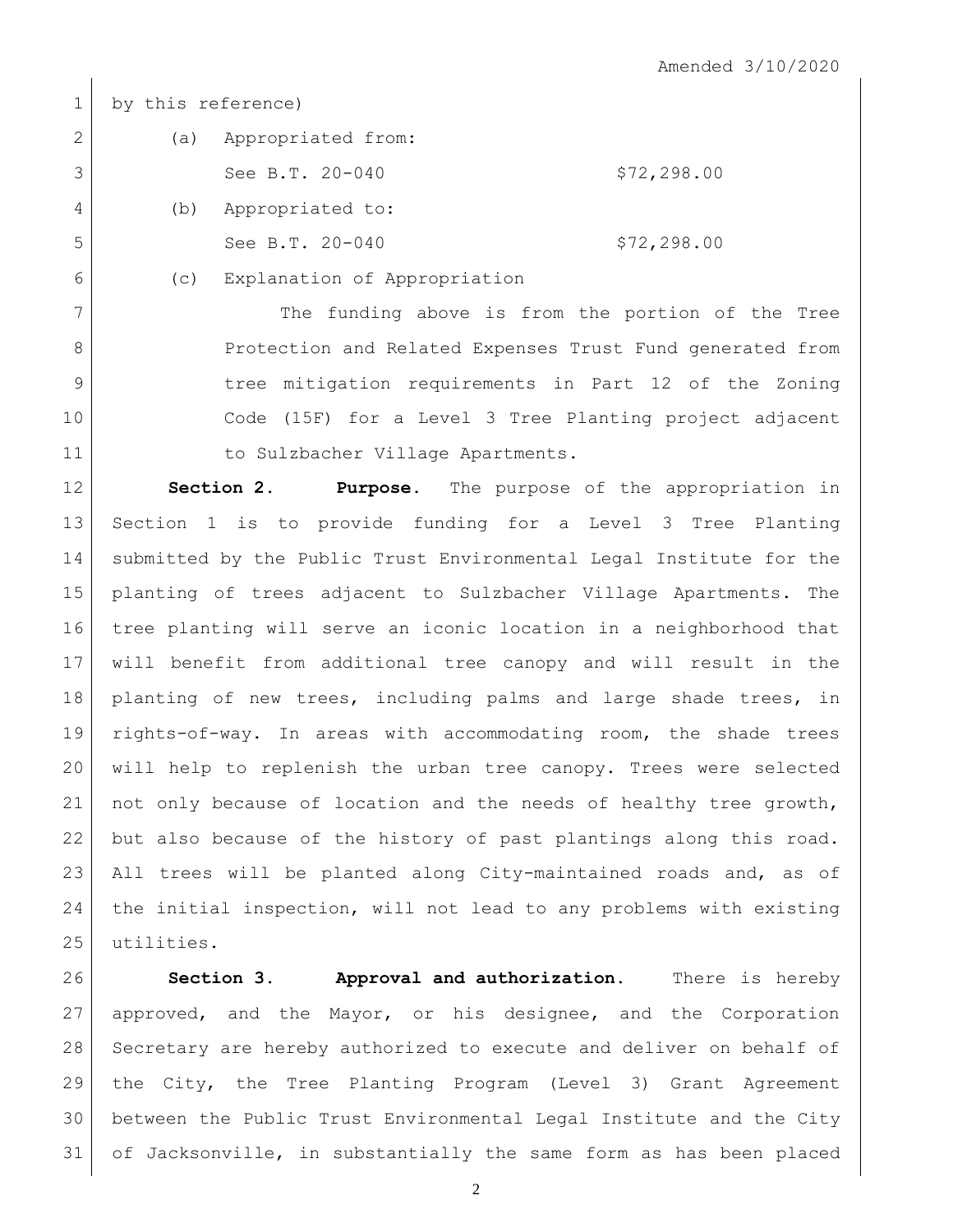Amended 3/10/2020

by this reference)

(a) Appropriated from:

See B.T. 20-040 $72,298.00

(b) Appropriated to:

See B.T. 20-040 $72,298.00

(c) Explanation of Appropriation

The funding above is from the portion of the Tree Protection and Related Expenses Trust Fund generated from tree mitigation requirements in Part 12 of the Zoning Code (15F) for a Level 3 Tree Planting project adjacent to Sulzbacher Village Apartments.

**Section 2. Purpose.** The purpose of the appropriation in Section 1 is to provide funding for a Level 3 Tree Planting submitted by the Public Trust Environmental Legal Institute for the planting of trees adjacent to Sulzbacher Village Apartments. The tree planting will serve an iconic location in a neighborhood that will benefit from additional tree canopy and will result in the planting of new trees, including palms and large shade trees, in rights-of-way. In areas with accommodating room, the shade trees will help to replenish the urban tree canopy. Trees were selected not only because of location and the needs of healthy tree growth, but also because of the history of past plantings along this road. All trees will be planted along City-maintained roads and, as of the initial inspection, will not lead to any problems with existing utilities.

**Section 3. Approval and authorization.** There is hereby approved, and the Mayor, or his designee, and the Corporation Secretary are hereby authorized to execute and deliver on behalf of the City, the Tree Planting Program (Level 3) Grant Agreement between the Public Trust Environmental Legal Institute and the City of Jacksonville, in substantially the same form as has been placed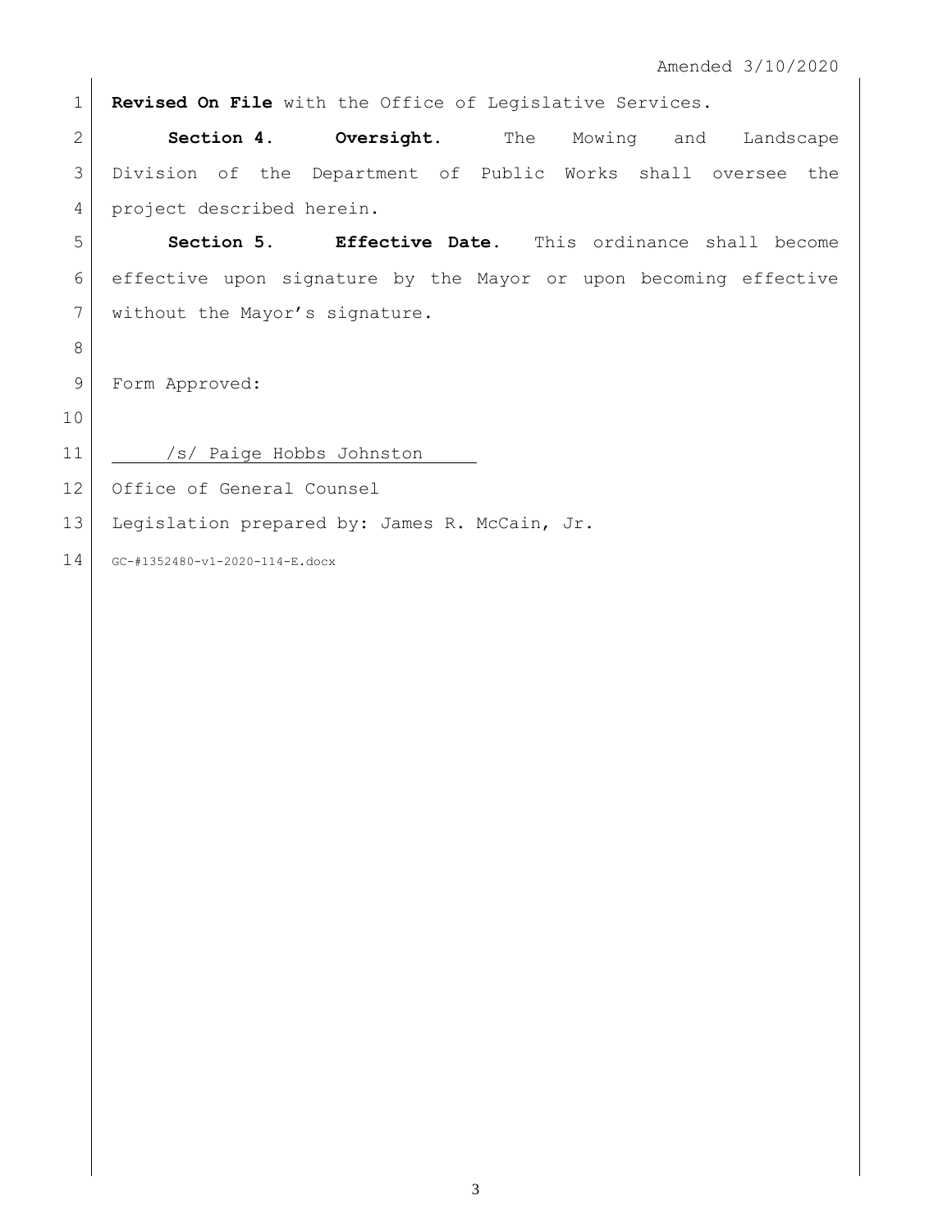Amended 3/10/2020

**Revised On File** with the Office of Legislative Services.

**Section 4. Oversight.** The Mowing and Landscape Division of the Department of Public Works shall oversee the project described herein.

**Section 5. Effective Date.** This ordinance shall become effective upon signature by the Mayor or upon becoming effective without the Mayor's signature.

Form Approved:

/s/ Paige Hobbs Johnston

Office of General Counsel

Legislation prepared by: James R. McCain, Jr.

GC-#1352480-v1-2020-114-E.docx